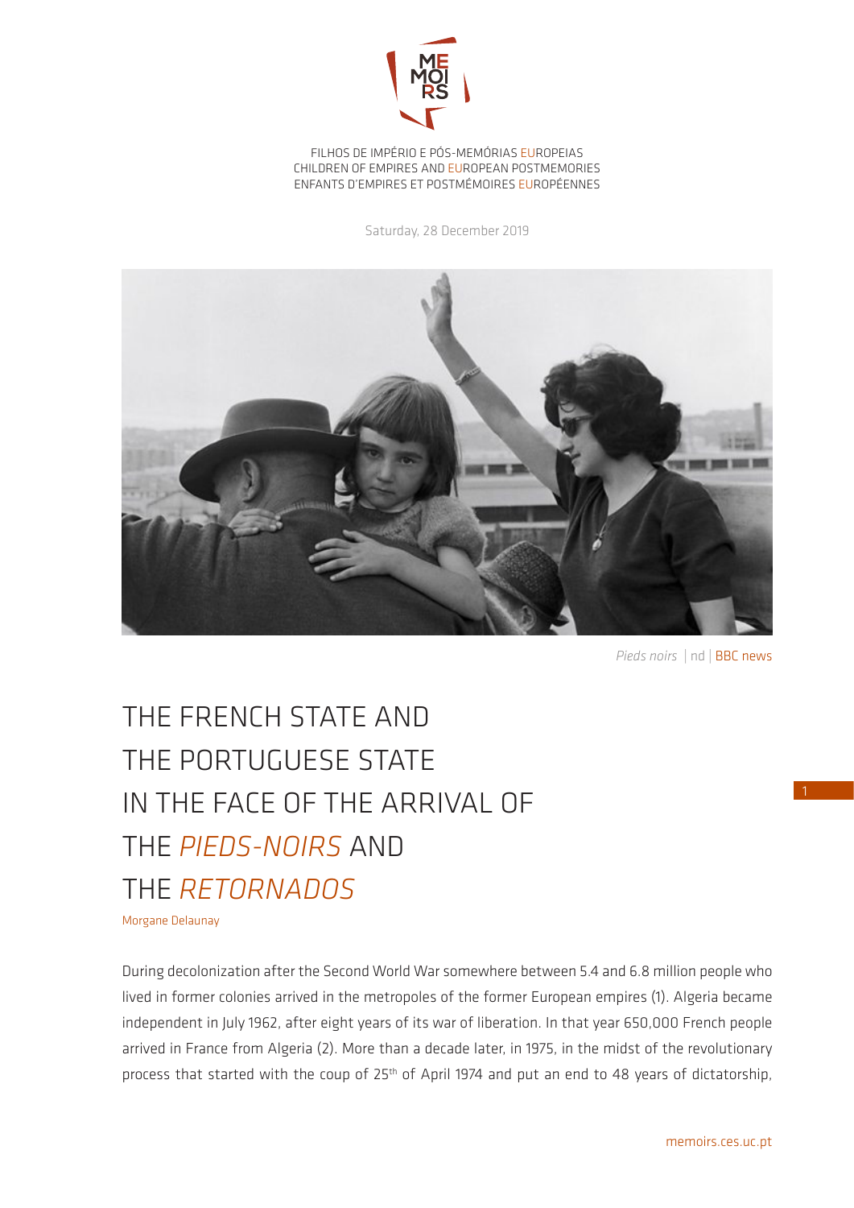FILHOS DE IMPÉRIO E PÓS-MEMÓRIAS EUROPEIAS
CHILDREN OF EMPIRES AND EUROPEAN POSTMEMORIES
ENFANTS D'EMPIRES ET POSTMÉMOIRES EUROPÉENNES

Saturday, 28 December 2019

*Pieds noirs* | nd | BBC news

# THE FRENCH STATE AND THE PORTUGUESE STATE IN THE FACE OF THE ARRIVAL OF THE *PIEDS-NOIRS* AND THE *RETORNADOS*

Morgane Delaunay

During decolonization after the Second World War somewhere between 5.4 and 6.8 million people who lived in former colonies arrived in the metropoles of the former European empires (1). Algeria became independent in July 1962, after eight years of its war of liberation. In that year 650,000 French people arrived in France from Algeria (2). More than a decade later, in 1975, in the midst of the revolutionary process that started with the coup of 25th of April 1974 and put an end to 48 years of dictatorship,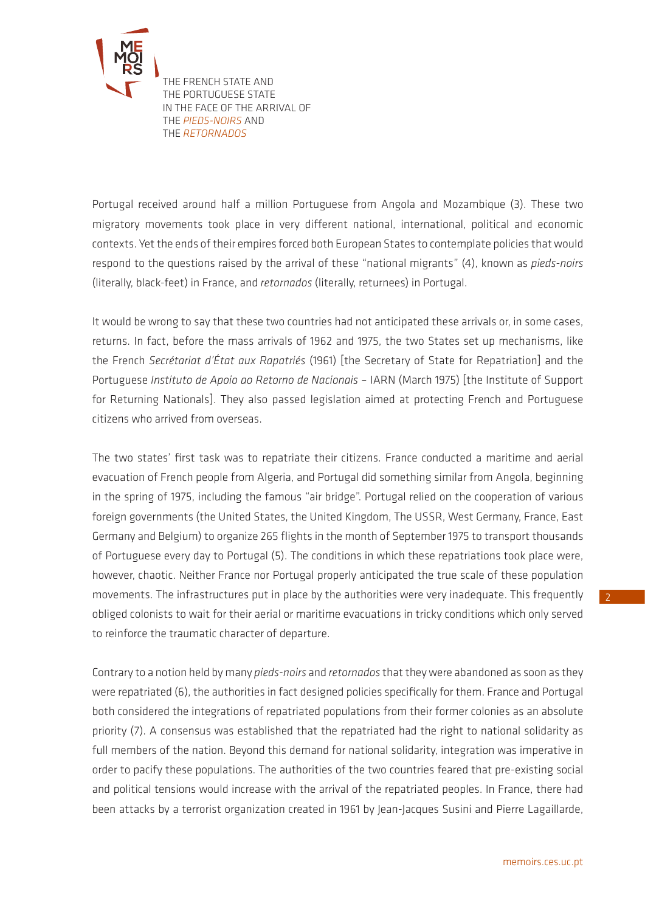Portugal received around half a million Portuguese from Angola and Mozambique (3). These two migratory movements took place in very different national, international, political and economic contexts. Yet the ends of their empires forced both European States to contemplate policies that would respond to the questions raised by the arrival of these "national migrants" (4), known as *pieds-noirs* (literally, black-feet) in France, and *retornados* (literally, returnees) in Portugal.

It would be wrong to say that these two countries had not anticipated these arrivals or, in some cases, returns. In fact, before the mass arrivals of 1962 and 1975, the two States set up mechanisms, like the French *Secrétariat d'État aux Rapatriés* (1961) [the Secretary of State for Repatriation] and the Portuguese *Instituto de Apoio ao Retorno de Nacionais* – IARN (March 1975) [the Institute of Support for Returning Nationals]. They also passed legislation aimed at protecting French and Portuguese citizens who arrived from overseas.

The two states' first task was to repatriate their citizens. France conducted a maritime and aerial evacuation of French people from Algeria, and Portugal did something similar from Angola, beginning in the spring of 1975, including the famous "air bridge". Portugal relied on the cooperation of various foreign governments (the United States, the United Kingdom, The USSR, West Germany, France, East Germany and Belgium) to organize 265 flights in the month of September 1975 to transport thousands of Portuguese every day to Portugal (5). The conditions in which these repatriations took place were, however, chaotic. Neither France nor Portugal properly anticipated the true scale of these population movements. The infrastructures put in place by the authorities were very inadequate. This frequently obliged colonists to wait for their aerial or maritime evacuations in tricky conditions which only served to reinforce the traumatic character of departure.

Contrary to a notion held by many *pieds-noirs* and *retornados* that they were abandoned as soon as they were repatriated (6), the authorities in fact designed policies specifically for them. France and Portugal both considered the integrations of repatriated populations from their former colonies as an absolute priority (7). A consensus was established that the repatriated had the right to national solidarity as full members of the nation. Beyond this demand for national solidarity, integration was imperative in order to pacify these populations. The authorities of the two countries feared that pre-existing social and political tensions would increase with the arrival of the repatriated peoples. In France, there had been attacks by a terrorist organization created in 1961 by Jean-Jacques Susini and Pierre Lagaillarde,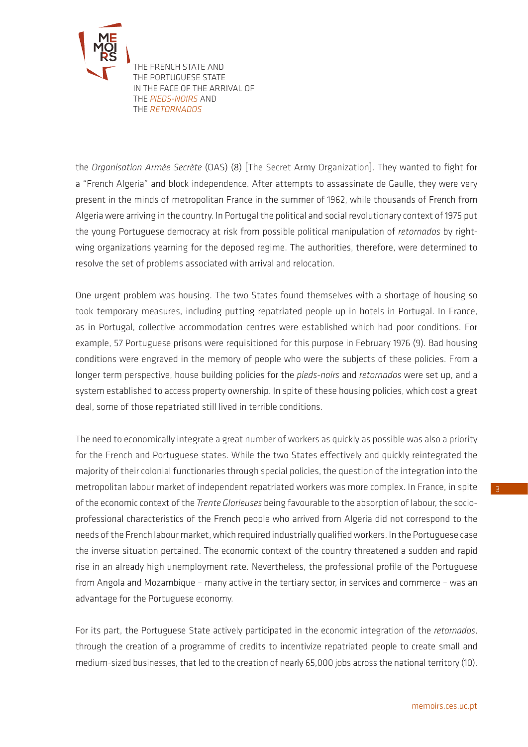the *Organisation Armée Secrète* (OAS) (8) [The Secret Army Organization]. They wanted to fight for a "French Algeria" and block independence. After attempts to assassinate de Gaulle, they were very present in the minds of metropolitan France in the summer of 1962, while thousands of French from Algeria were arriving in the country. In Portugal the political and social revolutionary context of 1975 put the young Portuguese democracy at risk from possible political manipulation of *retornados* by right-wing organizations yearning for the deposed regime. The authorities, therefore, were determined to resolve the set of problems associated with arrival and relocation.

One urgent problem was housing. The two States found themselves with a shortage of housing so took temporary measures, including putting repatriated people up in hotels in Portugal. In France, as in Portugal, collective accommodation centres were established which had poor conditions. For example, 57 Portuguese prisons were requisitioned for this purpose in February 1976 (9). Bad housing conditions were engraved in the memory of people who were the subjects of these policies. From a longer term perspective, house building policies for the *pieds-noirs* and *retornados* were set up, and a system established to access property ownership. In spite of these housing policies, which cost a great deal, some of those repatriated still lived in terrible conditions.

The need to economically integrate a great number of workers as quickly as possible was also a priority for the French and Portuguese states. While the two States effectively and quickly reintegrated the majority of their colonial functionaries through special policies, the question of the integration into the metropolitan labour market of independent repatriated workers was more complex. In France, in spite of the economic context of the *Trente Glorieuses* being favourable to the absorption of labour, the socio-professional characteristics of the French people who arrived from Algeria did not correspond to the needs of the French labour market, which required industrially qualified workers. In the Portuguese case the inverse situation pertained. The economic context of the country threatened a sudden and rapid rise in an already high unemployment rate. Nevertheless, the professional profile of the Portuguese from Angola and Mozambique – many active in the tertiary sector, in services and commerce – was an advantage for the Portuguese economy.

For its part, the Portuguese State actively participated in the economic integration of the *retornados*, through the creation of a programme of credits to incentivize repatriated people to create small and medium-sized businesses, that led to the creation of nearly 65,000 jobs across the national territory (10).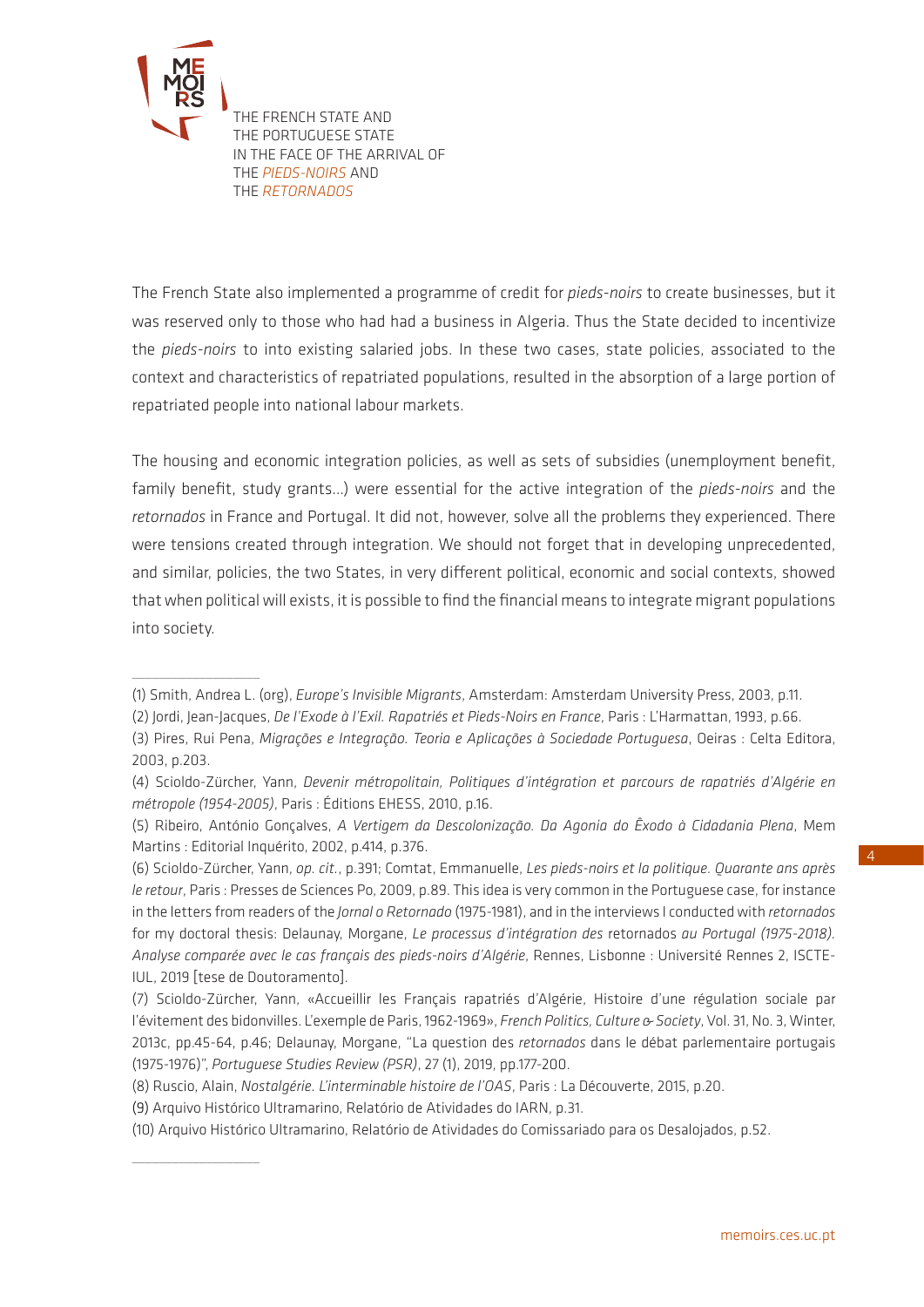The French State also implemented a programme of credit for *pieds-noirs* to create businesses, but it was reserved only to those who had had a business in Algeria. Thus the State decided to incentivize the *pieds-noirs* to into existing salaried jobs. In these two cases, state policies, associated to the context and characteristics of repatriated populations, resulted in the absorption of a large portion of repatriated people into national labour markets.

The housing and economic integration policies, as well as sets of subsidies (unemployment benefit, family benefit, study grants...) were essential for the active integration of the *pieds-noirs* and the *retornados* in France and Portugal. It did not, however, solve all the problems they experienced. There were tensions created through integration. We should not forget that in developing unprecedented, and similar, policies, the two States, in very different political, economic and social contexts, showed that when political will exists, it is possible to find the financial means to integrate migrant populations into society.

---

(1) Smith, Andrea L. (org), *Europe's Invisible Migrants*, Amsterdam: Amsterdam University Press, 2003, p.11.

(2) Jordi, Jean-Jacques, *De l'Exode à l'Exil. Rapatriés et Pieds-Noirs en France*, Paris : L'Harmattan, 1993, p.66.

(3) Pires, Rui Pena, *Migrações e Integração. Teoria e Aplicações à Sociedade Portuguesa*, Oeiras : Celta Editora, 2003, p.203.

(4) Scioldo-Zürcher, Yann, *Devenir métropolitain, Politiques d'intégration et parcours de rapatriés d'Algérie en métropole (1954-2005)*, Paris : Éditions EHESS, 2010, p.16.

(5) Ribeiro, António Gonçalves, *A Vertigem da Descolonização. Da Agonia do Êxodo à Cidadania Plena*, Mem Martins : Editorial Inquérito, 2002, p.414, p.376.

(6) Scioldo-Zürcher, Yann, *op. cit.*, p.391; Comtat, Emmanuelle, *Les pieds-noirs et la politique. Quarante ans après le retour*, Paris : Presses de Sciences Po, 2009, p.89. This idea is very common in the Portuguese case, for instance in the letters from readers of the *Jornal o Retornado* (1975-1981), and in the interviews I conducted with *retornados* for my doctoral thesis: Delaunay, Morgane, *Le processus d'intégration des* retornados *au Portugal (1975-2018). Analyse comparée avec le cas français des pieds-noirs d'Algérie*, Rennes, Lisbonne : Université Rennes 2, ISCTE-IUL, 2019 [tese de Doutoramento].

(7) Scioldo-Zürcher, Yann, «Accueillir les Français rapatriés d'Algérie, Histoire d'une régulation sociale par l'évitement des bidonvilles. L'exemple de Paris, 1962-1969», *French Politics, Culture & Society*, Vol. 31, No. 3, Winter, 2013c, pp.45-64, p.46; Delaunay, Morgane, "La question des *retornados* dans le débat parlementaire portugais (1975-1976)", *Portuguese Studies Review (PSR)*, 27 (1), 2019, pp.177-200.

(8) Ruscio, Alain, *Nostalgérie. L'interminable histoire de l'OAS*, Paris : La Découverte, 2015, p.20.

(9) Arquivo Histórico Ultramarino, Relatório de Atividades do IARN, p.31.

(10) Arquivo Histórico Ultramarino, Relatório de Atividades do Comissariado para os Desalojados, p.52.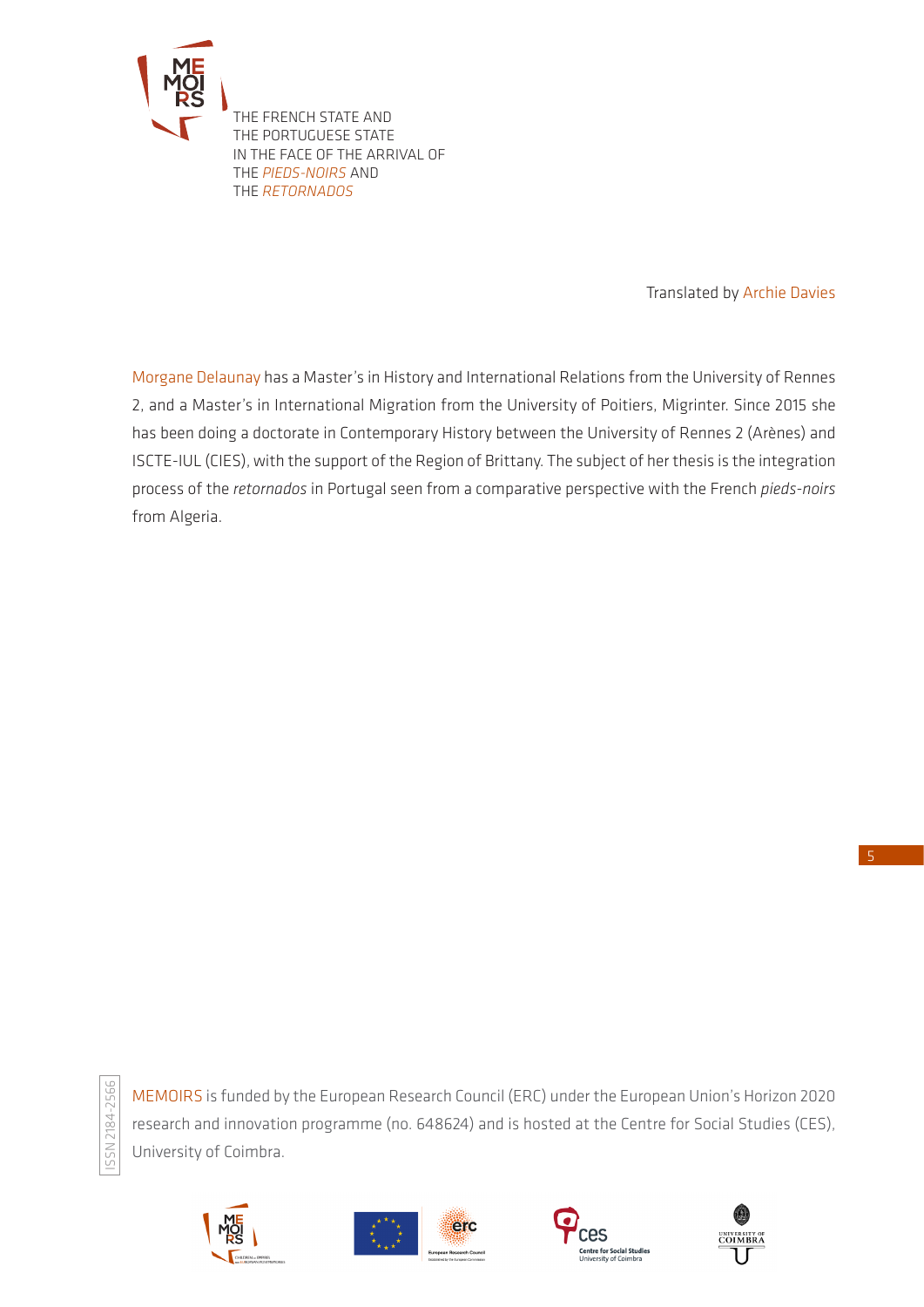THE FRENCH STATE AND THE PORTUGUESE STATE IN THE FACE OF THE ARRIVAL OF THE *PIEDS-NOIRS* AND THE *RETORNADOS*

Translated by Archie Davies

Morgane Delaunay has a Master's in History and International Relations from the University of Rennes 2, and a Master's in International Migration from the University of Poitiers, Migrinter. Since 2015 she has been doing a doctorate in Contemporary History between the University of Rennes 2 (Arènes) and ISCTE-IUL (CIES), with the support of the Region of Brittany. The subject of her thesis is the integration process of the *retornados* in Portugal seen from a comparative perspective with the French *pieds-noirs* from Algeria.

ISSN 2184-2566

MEMOIRS is funded by the European Research Council (ERC) under the European Union's Horizon 2020 research and innovation programme (no. 648624) and is hosted at the Centre for Social Studies (CES), University of Coimbra.